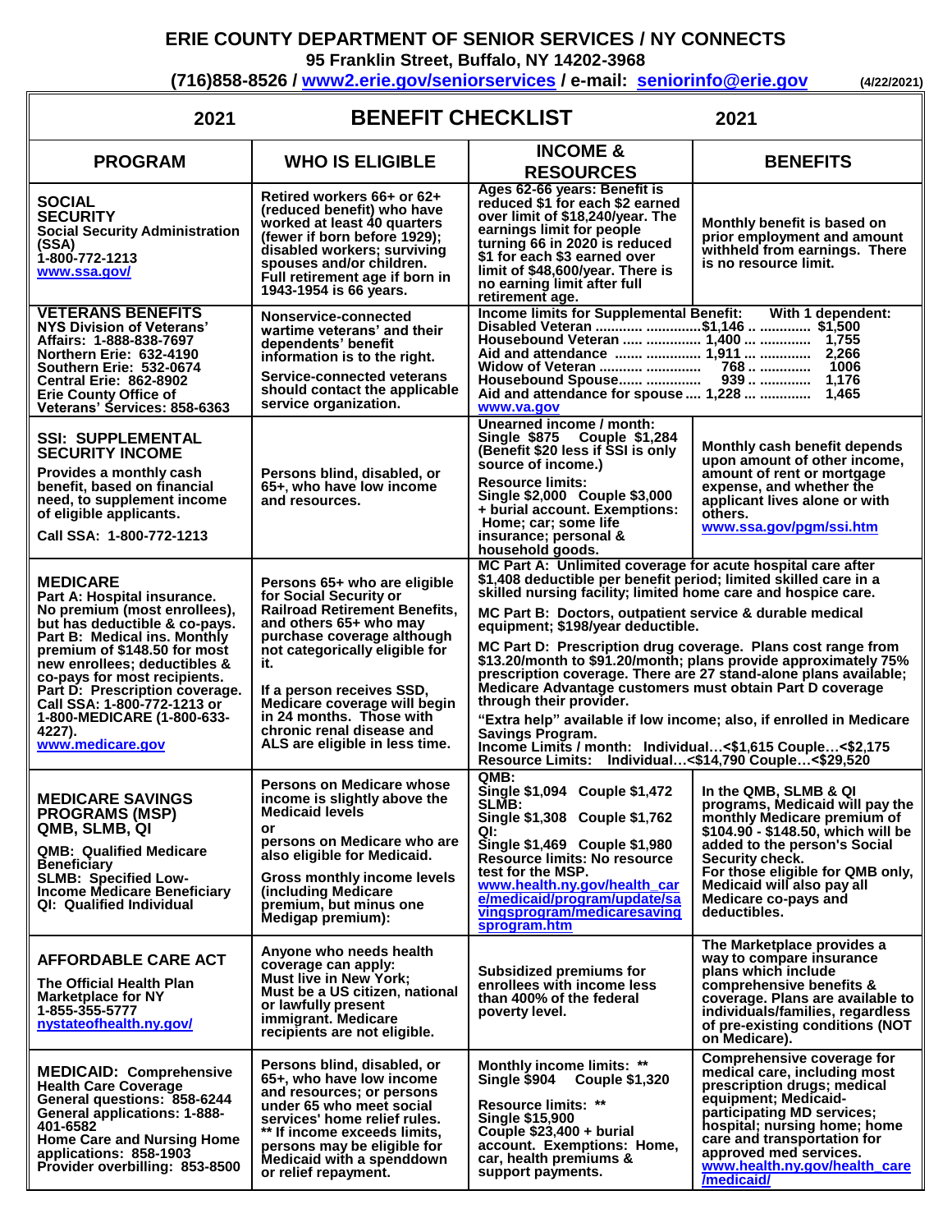# ERIE COUNTY DEPARTMENT OF SENIOR SERVICES / NY CONNECTS

**95 Franklin Street, Buffalo, NY 14202-3968**

**(716)858-8526 / www2.erie.gov/seniorservices / e-mail: seniorinfo@erie.gov** (4/22/2021)

## 2021 BENEFIT CHECKLIST 2021

| PROGRAM | WHO IS ELIGIBLE | INCOME & RESOURCES | BENEFITS |
|---|---|---|---|
| **SOCIAL SECURITY**<br>Social Security Administration (SSA)<br>1-800-772-1213<br>www.ssa.gov/ | Retired workers 66+ or 62+ (reduced benefit) who have worked at least 40 quarters (fewer if born before 1929); disabled workers; surviving spouses and/or children. Full retirement age if born in 1943-1954 is 66 years. | Ages 62-66 years: Benefit is reduced $1 for each $2 earned over limit of $18,240/year. The earnings limit for people turning 66 in 2020 is reduced $1 for each $3 earned over limit of $48,600/year. There is no earning limit after full retirement age. | Monthly benefit is based on prior employment and amount withheld from earnings. There is no resource limit. |
| **VETERANS BENEFITS**<br>NYS Division of Veterans' Affairs: 1-888-838-7697<br>Northern Erie: 632-4190<br>Southern Erie: 532-0674<br>Central Erie: 862-8902<br>Erie County Office of Veterans' Services: 858-6363 | Nonservice-connected wartime veterans' and their dependents' benefit information is to the right.<br>Service-connected veterans should contact the applicable service organization. | Income limits for Supplemental Benefit: / With 1 dependent:<br>Disabled Veteran ............ ..............$1,146 .. ............. $1,500<br>Housebound Veteran ..... ............. 1,400 ... ............. 1,755<br>Aid and attendance ....... ............. 1,911 ... ............. 2,266<br>Widow of Veteran ........... ............. 768 .. ............. 1006<br>Housebound Spouse...... ............. 939 .. ............. 1,176<br>Aid and attendance for spouse .... 1,228 ... ............. 1,465<br>www.va.gov | |
| **SSI: SUPPLEMENTAL SECURITY INCOME**<br>Provides a monthly cash benefit, based on financial need, to supplement income of eligible applicants.<br>Call SSA: 1-800-772-1213 | Persons blind, disabled, or 65+, who have low income and resources. | Unearned income / month:<br>Single $875 Couple $1,284<br>(Benefit $20 less if SSI is only source of income.)<br>Resource limits:<br>Single $2,000 Couple $3,000 + burial account. Exemptions: Home; car; some life insurance; personal & household goods. | Monthly cash benefit depends upon amount of other income, amount of rent or mortgage expense, and whether the applicant lives alone or with others.<br>www.ssa.gov/pgm/ssi.htm |
| **MEDICARE**<br>Part A: Hospital insurance. No premium (most enrollees), but has deductible & co-pays.<br>Part B: Medical ins. Monthly premium of $148.50 for most new enrollees; deductibles & co-pays for most recipients.<br>Part D: Prescription coverage.<br>Call SSA: 1-800-772-1213 or 1-800-MEDICARE (1-800-633-4227).<br>www.medicare.gov | Persons 65+ who are eligible for Social Security or Railroad Retirement Benefits, and others 65+ who may purchase coverage although not categorically eligible for it.<br>If a person receives SSD, Medicare coverage will begin in 24 months. Those with chronic renal disease and ALS are eligible in less time. | MC Part A: Unlimited coverage for acute hospital care after $1,408 deductible per benefit period; limited skilled care in a skilled nursing facility; limited home care and hospice care.<br>MC Part B: Doctors, outpatient service & durable medical equipment; $198/year deductible.<br>MC Part D: Prescription drug coverage. Plans cost range from $13.20/month to $91.20/month; plans provide approximately 75% prescription coverage. There are 27 stand-alone plans available; Medicare Advantage customers must obtain Part D coverage through their provider.<br>"Extra help" available if low income; also, if enrolled in Medicare Savings Program.<br>Income Limits / month: Individual…<$1,615 Couple…<$2,175<br>Resource Limits: Individual…<$14,790 Couple…<$29,520 | |
| **MEDICARE SAVINGS PROGRAMS (MSP) QMB, SLMB, QI**<br>QMB: Qualified Medicare Beneficiary<br>SLMB: Specified Low-Income Medicare Beneficiary<br>QI: Qualified Individual | Persons on Medicare whose income is slightly above the Medicaid levels<br>or<br>persons on Medicare who are also eligible for Medicaid.<br>Gross monthly income levels (including Medicare premium, but minus one Medigap premium): | QMB:<br>Single $1,094 Couple $1,472<br>SLMB:<br>Single $1,308 Couple $1,762<br>QI:<br>Single $1,469 Couple $1,980<br>Resource limits: No resource test for the MSP.<br>www.health.ny.gov/health_care/medicaid/program/update/savingsprogram/medicaresavingsprogram.htm | In the QMB, SLMB & QI programs, Medicaid will pay the monthly Medicare premium of $104.90 - $148.50, which will be added to the person's Social Security check.<br>For those eligible for QMB only, Medicaid will also pay all Medicare co-pays and deductibles. |
| **AFFORDABLE CARE ACT**<br>The Official Health Plan Marketplace for NY<br>1-855-355-5777<br>nystateofhealth.ny.gov/ | Anyone who needs health coverage can apply: Must live in New York; Must be a US citizen, national or lawfully present immigrant. Medicare recipients are not eligible. | Subsidized premiums for enrollees with income less than 400% of the federal poverty level. | The Marketplace provides a way to compare insurance plans which include comprehensive benefits & coverage. Plans are available to individuals/families, regardless of pre-existing conditions (NOT on Medicare). |
| **MEDICAID: Comprehensive Health Care Coverage**<br>General questions: 858-6244<br>General applications: 1-888-401-6582<br>Home Care and Nursing Home applications: 858-1903<br>Provider overbilling: 853-8500 | Persons blind, disabled, or 65+, who have low income and resources; or persons under 65 who meet social services' home relief rules.<br>** If income exceeds limits, persons may be eligible for Medicaid with a spenddown or relief repayment. | Monthly income limits: **<br>Single $904 Couple $1,320<br>Resource limits: **<br>Single $15,900<br>Couple $23,400 + burial account. Exemptions: Home, car, health premiums & support payments. | Comprehensive coverage for medical care, including most prescription drugs; medical equipment; Medicaid-participating MD services; hospital; nursing home; home care and transportation for approved med services.<br>www.health.ny.gov/health_care/medicaid/ |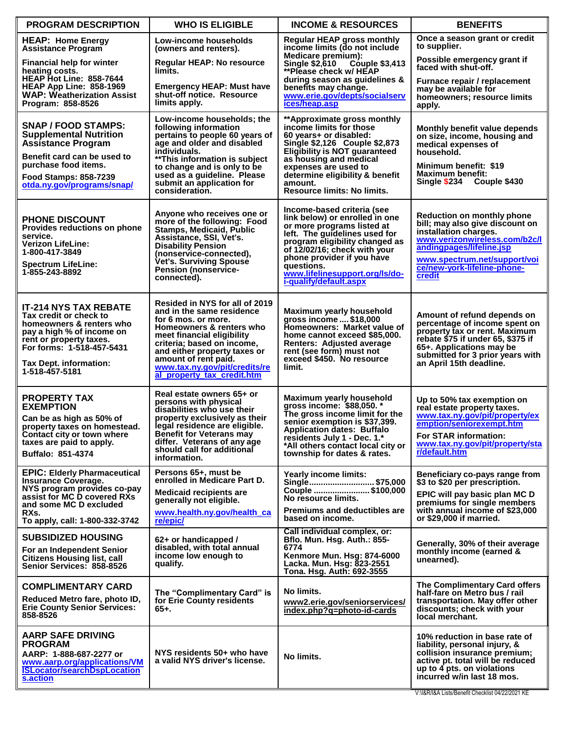| PROGRAM DESCRIPTION | WHO IS ELIGIBLE | INCOME & RESOURCES | BENEFITS |
|---|---|---|---|
| **HEAP: Home Energy Assistance Program**<br>Financial help for winter heating costs.<br>HEAP Hot Line: 858-7644<br>HEAP App Line: 858-1969<br>WAP: Weatherization Assist Program: 858-8526 | Low-income households (owners and renters).<br>Regular HEAP: No resource limits.<br>Emergency HEAP: Must have shut-off notice. Resource limits apply. | Regular HEAP gross monthly income limits (do not include Medicare premium):<br>Single $2,610 Couple $3,413<br>**Please check w/ HEAP during season as guidelines & benefits may change.<br>www.erie.gov/depts/socialservices/heap.asp | Once a season grant or credit to supplier.<br>Possible emergency grant if faced with shut-off.<br>Furnace repair / replacement may be available for homeowners; resource limits apply. |
| **SNAP / FOOD STAMPS: Supplemental Nutrition Assistance Program**<br>Benefit card can be used to purchase food items.<br>Food Stamps: 858-7239<br>otda.ny.gov/programs/snap/ | Low-income households; the following information pertains to people 60 years of age and older and disabled individuals.<br>**This information is subject to change and is only to be used as a guideline. Please submit an application for consideration. | **Approximate gross monthly income limits for those 60 years+ or disabled:<br>Single $2,126 Couple $2,873<br>Eligibility is NOT guaranteed as housing and medical expenses are used to determine eligibility & benefit amount.<br>Resource limits: No limits. | Monthly benefit value depends on size, income, housing and medical expenses of household.<br>Minimum benefit: $19<br>Maximum benefit:<br>Single $234 Couple $430 |
| **PHONE DISCOUNT**<br>Provides reductions on phone service.<br>Verizon LifeLine:<br>1-800-417-3849<br>Spectrum LifeLine:<br>1-855-243-8892 | Anyone who receives one or more of the following: Food Stamps, Medicaid, Public Assistance, SSI, Vet's. Disability Pension (nonservice-connected), Vet's. Surviving Spouse Pension (nonservice-connected). | Income-based criteria (see link below) or enrolled in one or more programs listed at left. The guidelines used for program eligibility changed as of 12/02/16; check with your phone provider if you have questions.<br>www.lifelinesupport.org/ls/do-i-qualify/default.aspx | Reduction on monthly phone bill; may also give discount on installation charges.<br>www.verizonwireless.com/b2c/landingpages/lifeline.jsp<br>www.spectrum.net/support/voice/new-york-lifeline-phone-credit |
| **IT-214 NYS TAX REBATE**<br>Tax credit or check to homeowners & renters who pay a high % of income on rent or property taxes.<br>For forms: 1-518-457-5431<br>Tax Dept. information:<br>1-518-457-5181 | Resided in NYS for all of 2019 and in the same residence for 6 mos. or more.<br>Homeowners & renters who meet financial eligibility criteria; based on income, and either property taxes or amount of rent paid.<br>www.tax.ny.gov/pit/credits/real_property_tax_credit.htm | Maximum yearly household gross income .... $18,000<br>Homeowners: Market value of home cannot exceed $85,000.<br>Renters: Adjusted average rent (see form) must not exceed $450. No resource limit. | Amount of refund depends on percentage of income spent on property tax or rent. Maximum rebate $75 if under 65, $375 if 65+. Applications may be submitted for 3 prior years with an April 15th deadline. |
| **PROPERTY TAX EXEMPTION**<br>Can be as high as 50% of property taxes on homestead. Contact city or town where taxes are paid to apply.<br>Buffalo: 851-4374 | Real estate owners 65+ or persons with physical disabilities who use their property exclusively as their legal residence are eligible. Benefit for Veterans may differ. Veterans of any age should call for additional information. | Maximum yearly household gross income: $88,050. *<br>The gross income limit for the senior exemption is $37,399.<br>Application dates: Buffalo residents July 1 - Dec. 1.*<br>*All others contact local city or township for dates & rates. | Up to 50% tax exemption on real estate property taxes.<br>www.tax.ny.gov/pit/property/exemption/seniorexempt.htm<br>For STAR information:<br>www.tax.ny.gov/pit/property/star/default.htm |
| **EPIC: Elderly Pharmaceutical Insurance Coverage.**<br>NYS program provides co-pay assist for MC D covered RXs and some MC D excluded RXs.<br>To apply, call: 1-800-332-3742 | Persons 65+, must be enrolled in Medicare Part D.<br>Medicaid recipients are generally not eligible.<br>www.health.ny.gov/health_care/epic/ | Yearly income limits:<br>Single............................ $75,000<br>Couple ......................... $100,000<br>No resource limits.<br>Premiums and deductibles are based on income. | Beneficiary co-pays range from $3 to $20 per prescription.<br>EPIC will pay basic plan MC D premiums for single members with annual income of $23,000 or $29,000 if married. |
| **SUBSIDIZED HOUSING**<br>For an Independent Senior Citizens Housing list, call Senior Services: 858-8526 | 62+ or handicapped / disabled, with total annual income low enough to qualify. | Call individual complex, or:<br>Bflo. Mun. Hsg. Auth.: 855-6774<br>Kenmore Mun. Hsg: 874-6000<br>Lacka. Mun. Hsg: 823-2551<br>Tona. Hsg. Auth: 692-3555 | Generally, 30% of their average monthly income (earned & unearned). |
| **COMPLIMENTARY CARD**<br>Reduced Metro fare, photo ID, Erie County Senior Services: 858-8526 | The "Complimentary Card" is for Erie County residents 65+. | No limits.<br>www2.erie.gov/seniorservices/index.php?q=photo-id-cards | The Complimentary Card offers half-fare on Metro bus / rail transportation. May offer other discounts; check with your local merchant. |
| **AARP SAFE DRIVING PROGRAM**<br>AARP: 1-888-687-2277 or<br>www.aarp.org/applications/VMISLocator/searchDspLocations.action | NYS residents 50+ who have a valid NYS driver's license. | No limits. | 10% reduction in base rate of liability, personal injury, & collision insurance premium; active pt. total will be reduced up to 4 pts. on violations incurred w/in last 18 mos. |

V:\I&R\I&A Lists\Benefit Checklist 04/22/2021 KE